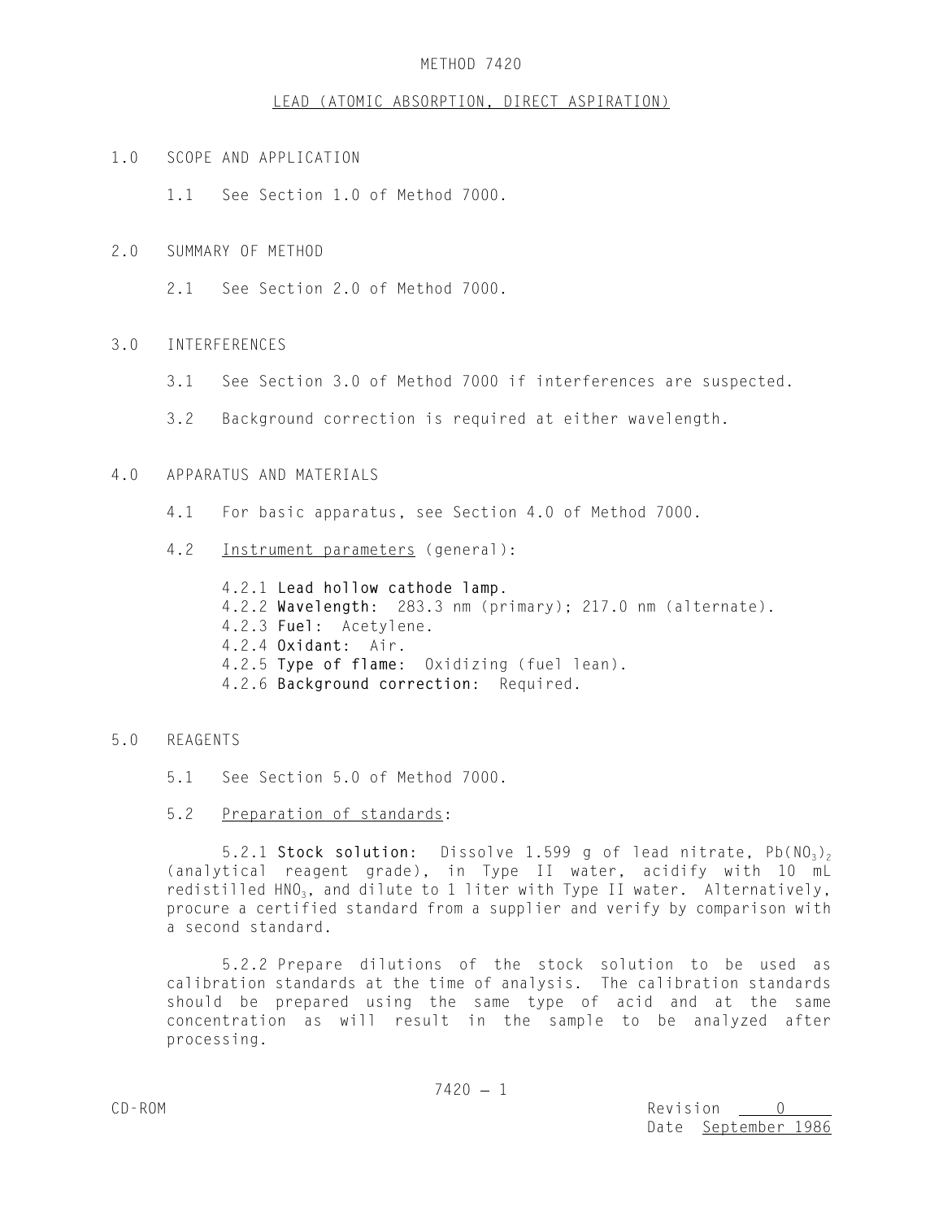# METHOD 7420

## LEAD (ATOMIC ABSORPTION, DIRECT ASPIRATION)

## 1.0 SCOPE AND APPLICATION

1.1 See Section 1.0 of Method 7000.

## 2.0 SUMMARY OF METHOD

2.1 See Section 2.0 of Method 7000.

## 3.0 INTERFERENCES

3.1 See Section 3.0 of Method 7000 if interferences are suspected.

3.2 Background correction is required at either wavelength.

## 4.0 APPARATUS AND MATERIALS

4.1 For basic apparatus, see Section 4.0 of Method 7000.

4.2 Instrument parameters (general):

4.2.1 **Lead hollow cathode lamp.**
4.2.2 **Wavelength:** 283.3 nm (primary); 217.0 nm (alternate).
4.2.3 **Fuel:** Acetylene.
4.2.4 **Oxidant:** Air.
4.2.5 **Type of flame:** Oxidizing (fuel lean).
4.2.6 **Background correction:** Required.

## 5.0 REAGENTS

5.1 See Section 5.0 of Method 7000.

5.2 Preparation of standards:

5.2.1 **Stock solution:** Dissolve 1.599 g of lead nitrate, $Pb(NO_3)_2$ (analytical reagent grade), in Type II water, acidify with 10 mL redistilled $HNO_3$, and dilute to 1 liter with Type II water. Alternatively, procure a certified standard from a supplier and verify by comparison with a second standard.

5.2.2 Prepare dilutions of the stock solution to be used as calibration standards at the time of analysis. The calibration standards should be prepared using the same type of acid and at the same concentration as will result in the sample to be analyzed after processing.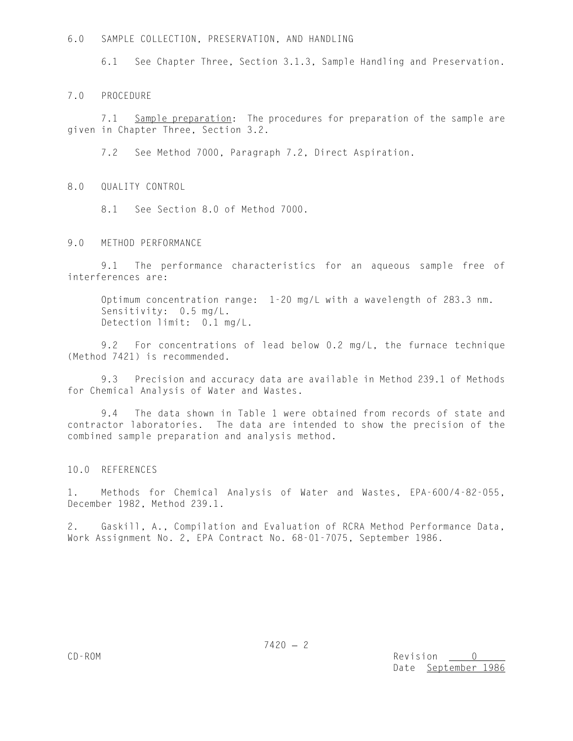## 6.0 SAMPLE COLLECTION, PRESERVATION, AND HANDLING

6.1 See Chapter Three, Section 3.1.3, Sample Handling and Preservation.

## 7.0 PROCEDURE

7.1 Sample preparation: The procedures for preparation of the sample are given in Chapter Three, Section 3.2.

7.2 See Method 7000, Paragraph 7.2, Direct Aspiration.

## 8.0 QUALITY CONTROL

8.1 See Section 8.0 of Method 7000.

## 9.0 METHOD PERFORMANCE

9.1 The performance characteristics for an aqueous sample free of interferences are:

Optimum concentration range: 1-20 mg/L with a wavelength of 283.3 nm.
Sensitivity: 0.5 mg/L.
Detection limit: 0.1 mg/L.

9.2 For concentrations of lead below 0.2 mg/L, the furnace technique (Method 7421) is recommended.

9.3 Precision and accuracy data are available in Method 239.1 of Methods for Chemical Analysis of Water and Wastes.

9.4 The data shown in Table 1 were obtained from records of state and contractor laboratories. The data are intended to show the precision of the combined sample preparation and analysis method.

## 10.0 REFERENCES

1. Methods for Chemical Analysis of Water and Wastes, EPA-600/4-82-055, December 1982, Method 239.1.

2. Gaskill, A., Compilation and Evaluation of RCRA Method Performance Data, Work Assignment No. 2, EPA Contract No. 68-01-7075, September 1986.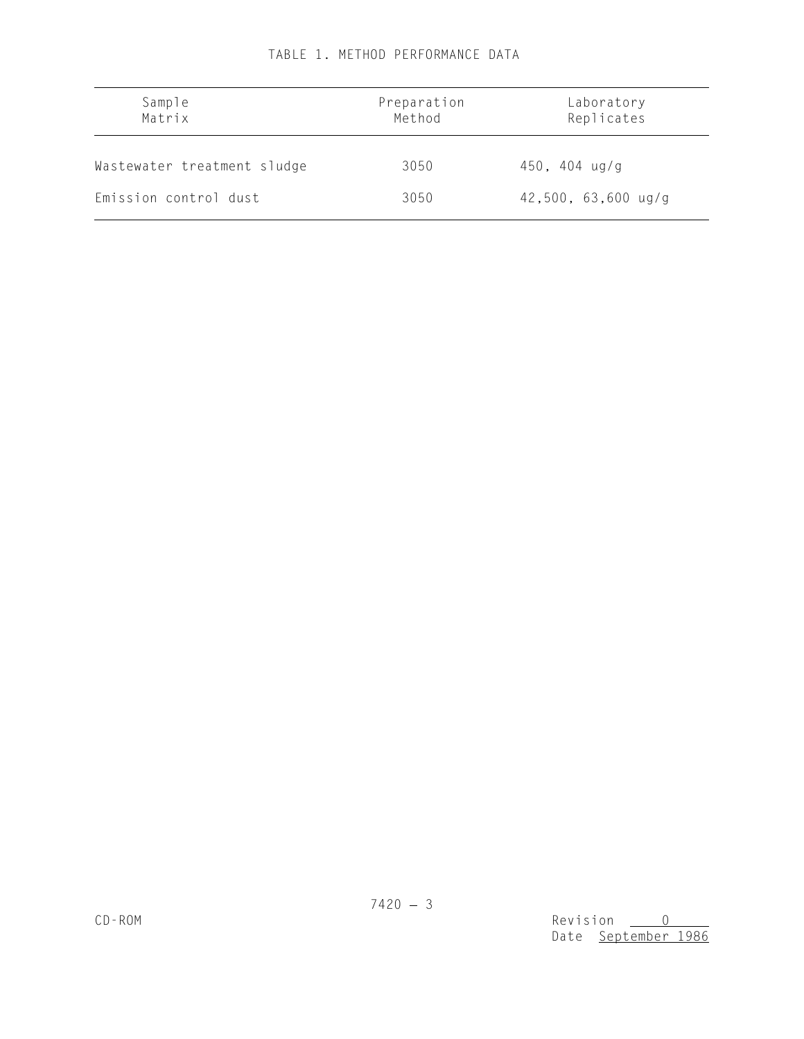TABLE 1. METHOD PERFORMANCE DATA

| Sample Matrix | Preparation Method | Laboratory Replicates |
|---|---|---|
| Wastewater treatment sludge | 3050 | 450, 404 ug/g |
| Emission control dust | 3050 | 42,500, 63,600 ug/g |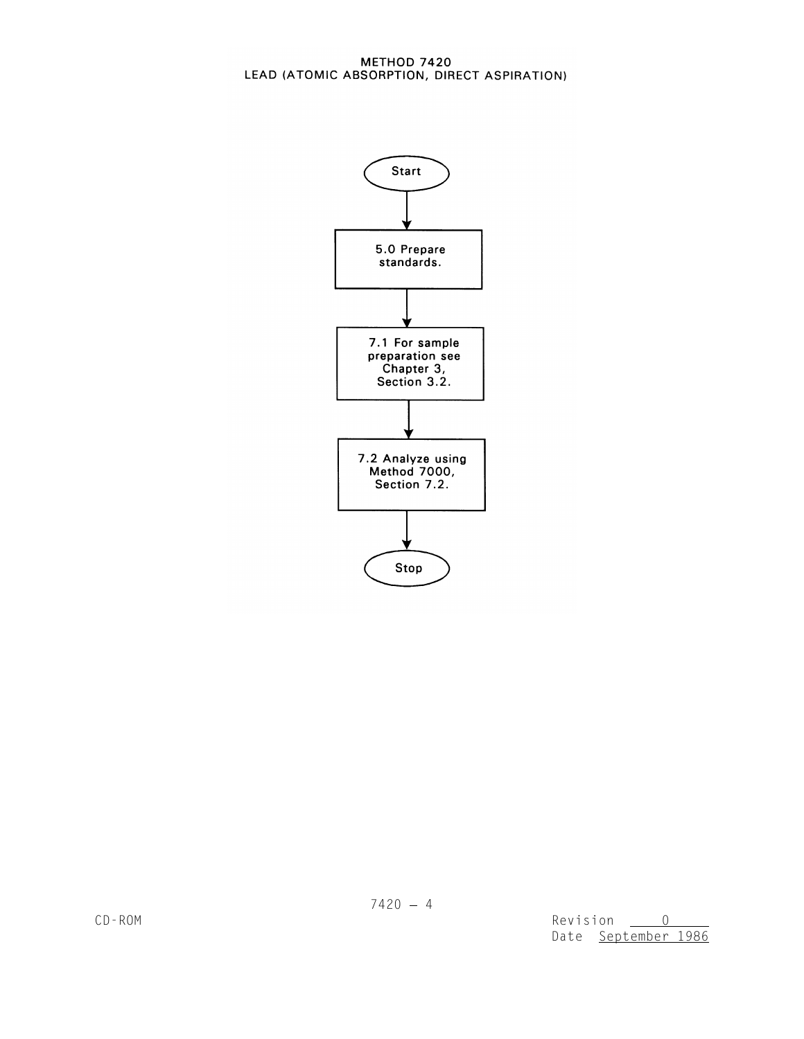# METHOD 7420
## LEAD (ATOMIC ABSORPTION, DIRECT ASPIRATION)

Start

5.0 Prepare standards.

7.1 For sample preparation see Chapter 3, Section 3.2.

7.2 Analyze using Method 7000, Section 7.2.

Stop